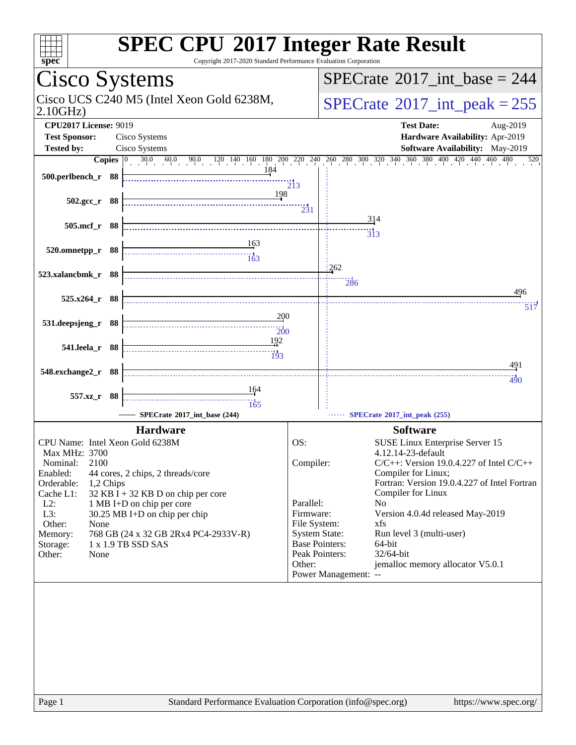# SPEC CPU 2017 Integer Rate Result

Copyright 2017-2020 Standard Performance Evaluation Corporation

## Cisco Systems

Cisco UCS C240 M5 (Intel Xeon Gold 6238M, 2.10GHz)

SPECrate 2017_int_base = 244

SPECrate 2017_int_peak = 255

**CPU2017 License:** 9019
**Test Sponsor:** Cisco Systems
**Tested by:** Cisco Systems

**Test Date:** Aug-2019
**Hardware Availability:** Apr-2019
**Software Availability:** May-2019

| Benchmark | Copies | Base | Peak |
|---|---|---|---|
| 500.perlbench_r | 88 | 184 | 213 |
| 502.gcc_r | 88 | 198 | 231 |
| 505.mcf_r | 88 | 314 | 313 |
| 520.omnetpp_r | 88 | 163 | 163 |
| 523.xalancbmk_r | 88 | 262 | 286 |
| 525.x264_r | 88 | 496 | 517 |
| 531.deepsjeng_r | 88 | 200 | 200 |
| 541.leela_r | 88 | 192 | 193 |
| 548.exchange2_r | 88 | 491 | 490 |
| 557.xz_r | 88 | 164 | 165 |

SPECrate 2017_int_base (244) — SPECrate 2017_int_peak (255)

### Hardware

| | |
|---|---|
| CPU Name: | Intel Xeon Gold 6238M |
| Max MHz: | 3700 |
| Nominal: | 2100 |
| Enabled: | 44 cores, 2 chips, 2 threads/core |
| Orderable: | 1,2 Chips |
| Cache L1: | 32 KB I + 32 KB D on chip per core |
| L2: | 1 MB I+D on chip per core |
| L3: | 30.25 MB I+D on chip per chip |
| Other: | None |
| Memory: | 768 GB (24 x 32 GB 2Rx4 PC4-2933V-R) |
| Storage: | 1 x 1.9 TB SSD SAS |
| Other: | None |

### Software

| | |
|---|---|
| OS: | SUSE Linux Enterprise Server 15 4.12.14-23-default |
| Compiler: | C/C++: Version 19.0.4.227 of Intel C/C++ Compiler for Linux; Fortran: Version 19.0.4.227 of Intel Fortran Compiler for Linux |
| Parallel: | No |
| Firmware: | Version 4.0.4d released May-2019 |
| File System: | xfs |
| System State: | Run level 3 (multi-user) |
| Base Pointers: | 64-bit |
| Peak Pointers: | 32/64-bit |
| Other: | jemalloc memory allocator V5.0.1 |
| Power Management: | -- |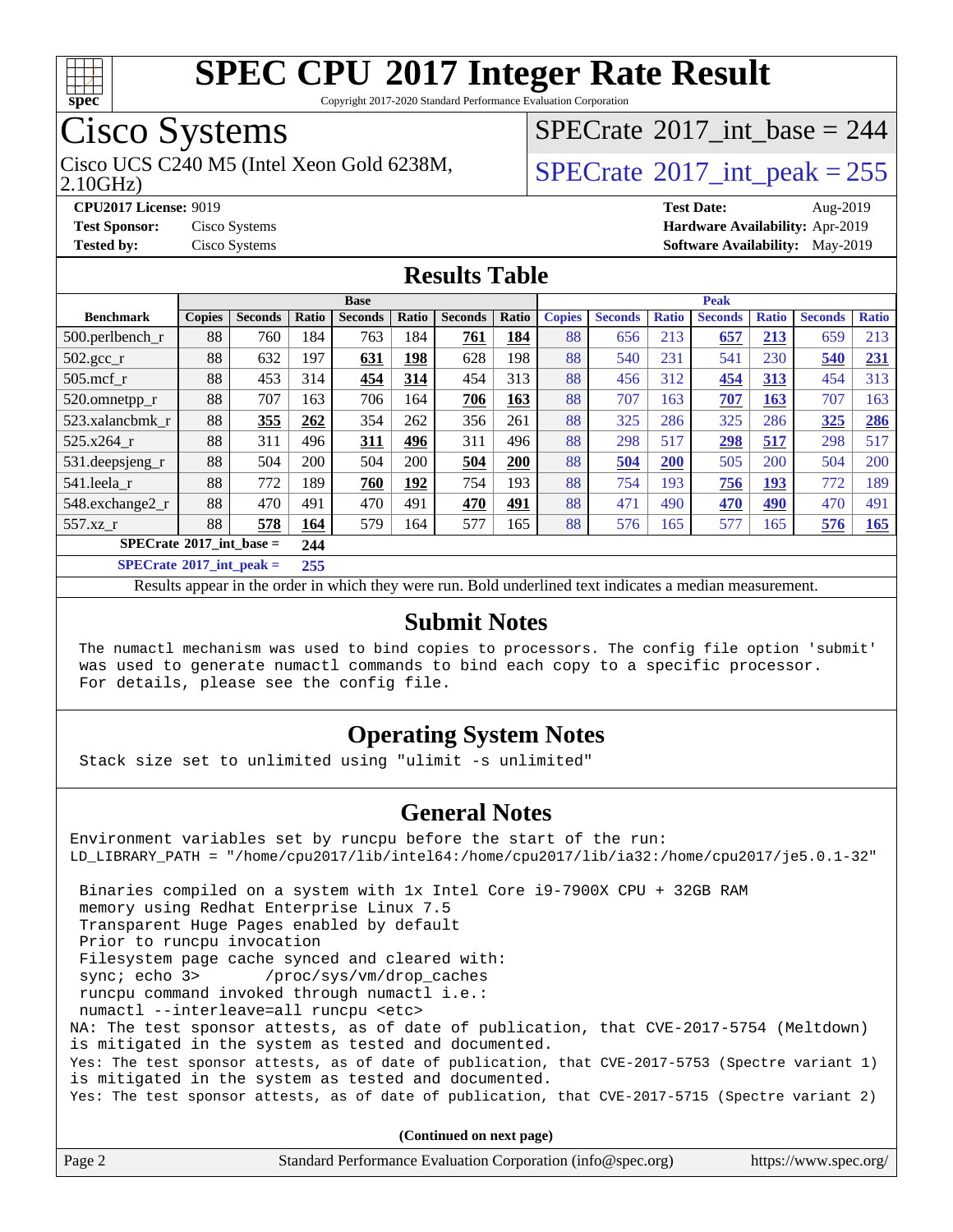# SPEC CPU 2017 Integer Rate Result

Copyright 2017-2020 Standard Performance Evaluation Corporation

## Cisco Systems

Cisco UCS C240 M5 (Intel Xeon Gold 6238M, 2.10GHz)

SPECrate 2017_int_base = 244

SPECrate 2017_int_peak = 255

**CPU2017 License:** 9019
**Test Sponsor:** Cisco Systems
**Tested by:** Cisco Systems

**Test Date:** Aug-2019
**Hardware Availability:** Apr-2019
**Software Availability:** May-2019

## Results Table

| Benchmark | Base | | | | | | | Peak | | | | | | |
|---|---|---|---|---|---|---|---|---|---|---|---|---|---|---|
| | Copies | Seconds | Ratio | Seconds | Ratio | Seconds | Ratio | Copies | Seconds | Ratio | Seconds | Ratio | Seconds | Ratio |
| 500.perlbench_r | 88 | 760 | 184 | 763 | 184 | **761** | **184** | 88 | 656 | 213 | **657** | **213** | 659 | 213 |
| 502.gcc_r | 88 | 632 | 197 | **631** | **198** | 628 | 198 | 88 | 540 | 231 | 541 | 230 | **540** | **231** |
| 505.mcf_r | 88 | 453 | 314 | **454** | **314** | 454 | 313 | 88 | 456 | 312 | **454** | **313** | 454 | 313 |
| 520.omnetpp_r | 88 | 707 | 163 | 706 | 164 | **706** | **163** | 88 | 707 | 163 | **707** | **163** | 707 | 163 |
| 523.xalancbmk_r | 88 | **355** | **262** | 354 | 262 | 356 | 261 | 88 | 325 | 286 | 325 | 286 | **325** | **286** |
| 525.x264_r | 88 | 311 | 496 | **311** | **496** | 311 | 496 | 88 | 298 | 517 | **298** | **517** | 298 | 517 |
| 531.deepsjeng_r | 88 | 504 | 200 | 504 | 200 | **504** | **200** | 88 | **504** | **200** | 505 | 200 | 504 | 200 |
| 541.leela_r | 88 | 772 | 189 | **760** | **192** | 754 | 193 | 88 | 754 | 193 | **756** | **193** | 772 | 189 |
| 548.exchange2_r | 88 | 470 | 491 | 470 | 491 | **470** | **491** | 88 | 471 | 490 | **470** | **490** | 470 | 491 |
| 557.xz_r | 88 | **578** | **164** | 579 | 164 | 577 | 165 | 88 | 576 | 165 | 577 | 165 | **576** | **165** |

SPECrate 2017_int_base = **244**

SPECrate 2017_int_peak = **255**

Results appear in the order in which they were run. Bold underlined text indicates a median measurement.

## Submit Notes

```
The numactl mechanism was used to bind copies to processors. The config file option 'submit'
was used to generate numactl commands to bind each copy to a specific processor.
For details, please see the config file.
```

## Operating System Notes

```
Stack size set to unlimited using "ulimit -s unlimited"
```

## General Notes

```
Environment variables set by runcpu before the start of the run:
LD_LIBRARY_PATH = "/home/cpu2017/lib/intel64:/home/cpu2017/lib/ia32:/home/cpu2017/je5.0.1-32"

 Binaries compiled on a system with 1x Intel Core i9-7900X CPU + 32GB RAM
 memory using Redhat Enterprise Linux 7.5
 Transparent Huge Pages enabled by default
 Prior to runcpu invocation
 Filesystem page cache synced and cleared with:
 sync; echo 3>       /proc/sys/vm/drop_caches
 runcpu command invoked through numactl i.e.:
 numactl --interleave=all runcpu <etc>
NA: The test sponsor attests, as of date of publication, that CVE-2017-5754 (Meltdown)
is mitigated in the system as tested and documented.
Yes: The test sponsor attests, as of date of publication, that CVE-2017-5753 (Spectre variant 1)
is mitigated in the system as tested and documented.
Yes: The test sponsor attests, as of date of publication, that CVE-2017-5715 (Spectre variant 2)
```

**(Continued on next page)**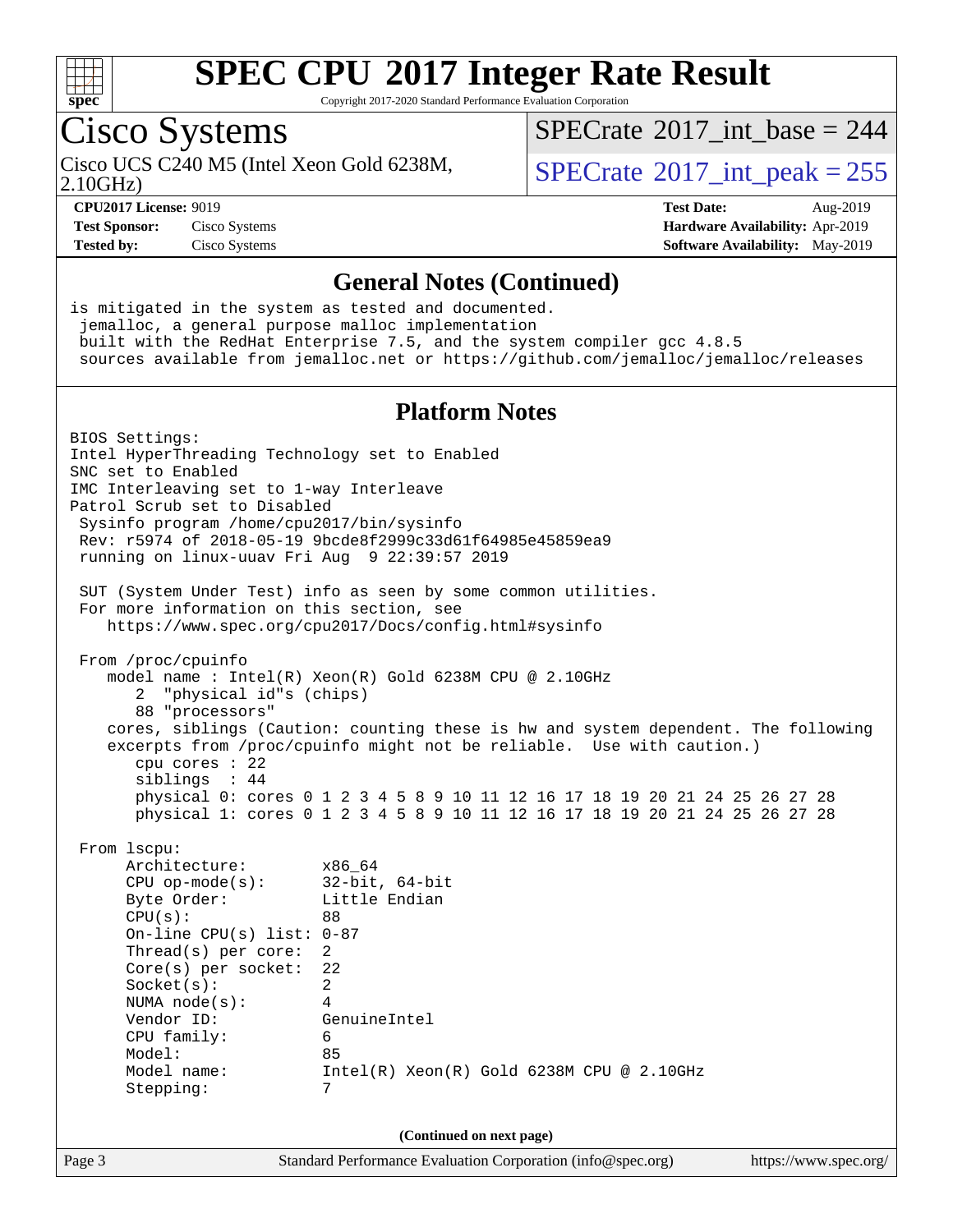# SPEC CPU 2017 Integer Rate Result

Copyright 2017-2020 Standard Performance Evaluation Corporation

## Cisco Systems

Cisco UCS C240 M5 (Intel Xeon Gold 6238M, 2.10GHz)

SPECrate 2017_int_base = 244

SPECrate 2017_int_peak = 255

**CPU2017 License:** 9019
**Test Sponsor:** Cisco Systems
**Tested by:** Cisco Systems

**Test Date:** Aug-2019
**Hardware Availability:** Apr-2019
**Software Availability:** May-2019

### General Notes (Continued)

```
is mitigated in the system as tested and documented.
 jemalloc, a general purpose malloc implementation
 built with the RedHat Enterprise 7.5, and the system compiler gcc 4.8.5
 sources available from jemalloc.net or https://github.com/jemalloc/jemalloc/releases
```

### Platform Notes

```
BIOS Settings:
Intel HyperThreading Technology set to Enabled
SNC set to Enabled
IMC Interleaving set to 1-way Interleave
Patrol Scrub set to Disabled
 Sysinfo program /home/cpu2017/bin/sysinfo
 Rev: r5974 of 2018-05-19 9bcde8f2999c33d61f64985e45859ea9
 running on linux-uuav Fri Aug  9 22:39:57 2019

 SUT (System Under Test) info as seen by some common utilities.
 For more information on this section, see
    https://www.spec.org/cpu2017/Docs/config.html#sysinfo

 From /proc/cpuinfo
    model name : Intel(R) Xeon(R) Gold 6238M CPU @ 2.10GHz
       2  "physical id"s (chips)
       88 "processors"
    cores, siblings (Caution: counting these is hw and system dependent. The following
    excerpts from /proc/cpuinfo might not be reliable.  Use with caution.)
       cpu cores : 22
       siblings  : 44
       physical 0: cores 0 1 2 3 4 5 8 9 10 11 12 16 17 18 19 20 21 24 25 26 27 28
       physical 1: cores 0 1 2 3 4 5 8 9 10 11 12 16 17 18 19 20 21 24 25 26 27 28

 From lscpu:
      Architecture:        x86_64
      CPU op-mode(s):      32-bit, 64-bit
      Byte Order:          Little Endian
      CPU(s):              88
      On-line CPU(s) list: 0-87
      Thread(s) per core:  2
      Core(s) per socket:  22
      Socket(s):           2
      NUMA node(s):        4
      Vendor ID:           GenuineIntel
      CPU family:          6
      Model:               85
      Model name:          Intel(R) Xeon(R) Gold 6238M CPU @ 2.10GHz
      Stepping:            7
```

(Continued on next page)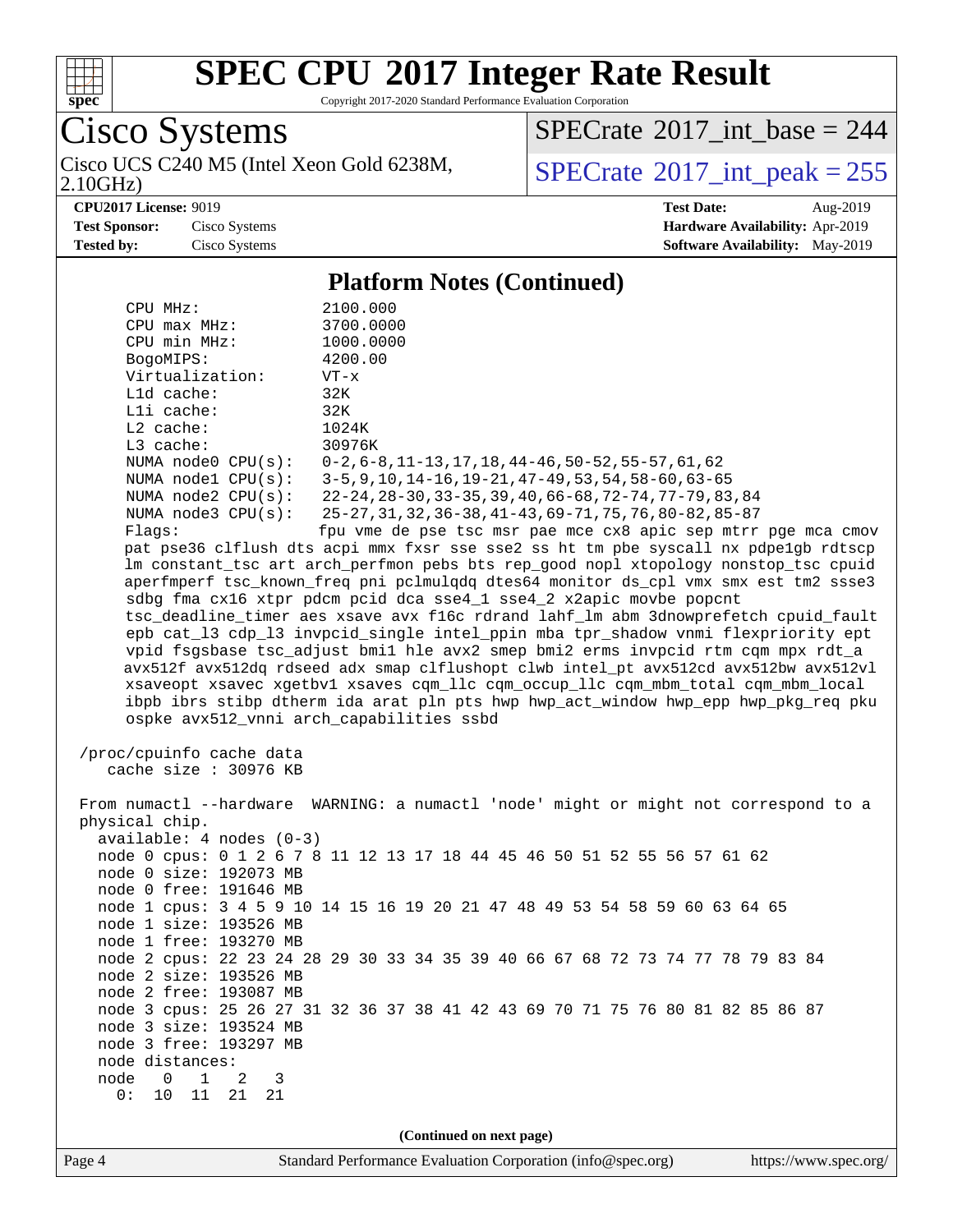# SPEC CPU 2017 Integer Rate Result

Copyright 2017-2020 Standard Performance Evaluation Corporation

**Cisco Systems**

Cisco UCS C240 M5 (Intel Xeon Gold 6238M, 2.10GHz)

SPECrate 2017_int_base = 244

SPECrate 2017_int_peak = 255

**CPU2017 License:** 9019
**Test Sponsor:** Cisco Systems
**Tested by:** Cisco Systems

**Test Date:** Aug-2019
**Hardware Availability:** Apr-2019
**Software Availability:** May-2019

## Platform Notes (Continued)

```
    CPU MHz:               2100.000
    CPU max MHz:           3700.0000
    CPU min MHz:           1000.0000
    BogoMIPS:              4200.00
    Virtualization:        VT-x
    L1d cache:             32K
    L1i cache:             32K
    L2 cache:              1024K
    L3 cache:              30976K
    NUMA node0 CPU(s):     0-2,6-8,11-13,17,18,44-46,50-52,55-57,61,62
    NUMA node1 CPU(s):     3-5,9,10,14-16,19-21,47-49,53,54,58-60,63-65
    NUMA node2 CPU(s):     22-24,28-30,33-35,39,40,66-68,72-74,77-79,83,84
    NUMA node3 CPU(s):     25-27,31,32,36-38,41-43,69-71,75,76,80-82,85-87
    Flags:                 fpu vme de pse tsc msr pae mce cx8 apic sep mtrr pge mca cmov
    pat pse36 clflush dts acpi mmx fxsr sse sse2 ss ht tm pbe syscall nx pdpe1gb rdtscp
    lm constant_tsc art arch_perfmon pebs bts rep_good nopl xtopology nonstop_tsc cpuid
    aperfmperf tsc_known_freq pni pclmulqdq dtes64 monitor ds_cpl vmx smx est tm2 ssse3
    sdbg fma cx16 xtpr pdcm pcid dca sse4_1 sse4_2 x2apic movbe popcnt
    tsc_deadline_timer aes xsave avx f16c rdrand lahf_lm abm 3dnowprefetch cpuid_fault
    epb cat_l3 cdp_l3 invpcid_single intel_ppin mba tpr_shadow vnmi flexpriority ept
    vpid fsgsbase tsc_adjust bmi1 hle avx2 smep bmi2 erms invpcid rtm cqm mpx rdt_a
    avx512f avx512dq rdseed adx smap clflushopt clwb intel_pt avx512cd avx512bw avx512vl
    xsaveopt xsavec xgetbv1 xsaves cqm_llc cqm_occup_llc cqm_mbm_total cqm_mbm_local
    ibpb ibrs stibp dtherm ida arat pln pts hwp hwp_act_window hwp_epp hwp_pkg_req pku
    ospke avx512_vnni arch_capabilities ssbd

 /proc/cpuinfo cache data
    cache size : 30976 KB

 From numactl --hardware  WARNING: a numactl 'node' might or might not correspond to a
 physical chip.
   available: 4 nodes (0-3)
   node 0 cpus: 0 1 2 6 7 8 11 12 13 17 18 44 45 46 50 51 52 55 56 57 61 62
   node 0 size: 192073 MB
   node 0 free: 191646 MB
   node 1 cpus: 3 4 5 9 10 14 15 16 19 20 21 47 48 49 53 54 58 59 60 63 64 65
   node 1 size: 193526 MB
   node 1 free: 193270 MB
   node 2 cpus: 22 23 24 28 29 30 33 34 35 39 40 66 67 68 72 73 74 77 78 79 83 84
   node 2 size: 193526 MB
   node 2 free: 193087 MB
   node 3 cpus: 25 26 27 31 32 36 37 38 41 42 43 69 70 71 75 76 80 81 82 85 86 87
   node 3 size: 193524 MB
   node 3 free: 193297 MB
   node distances:
   node   0   1   2   3
     0:  10  11  21  21
```

**(Continued on next page)**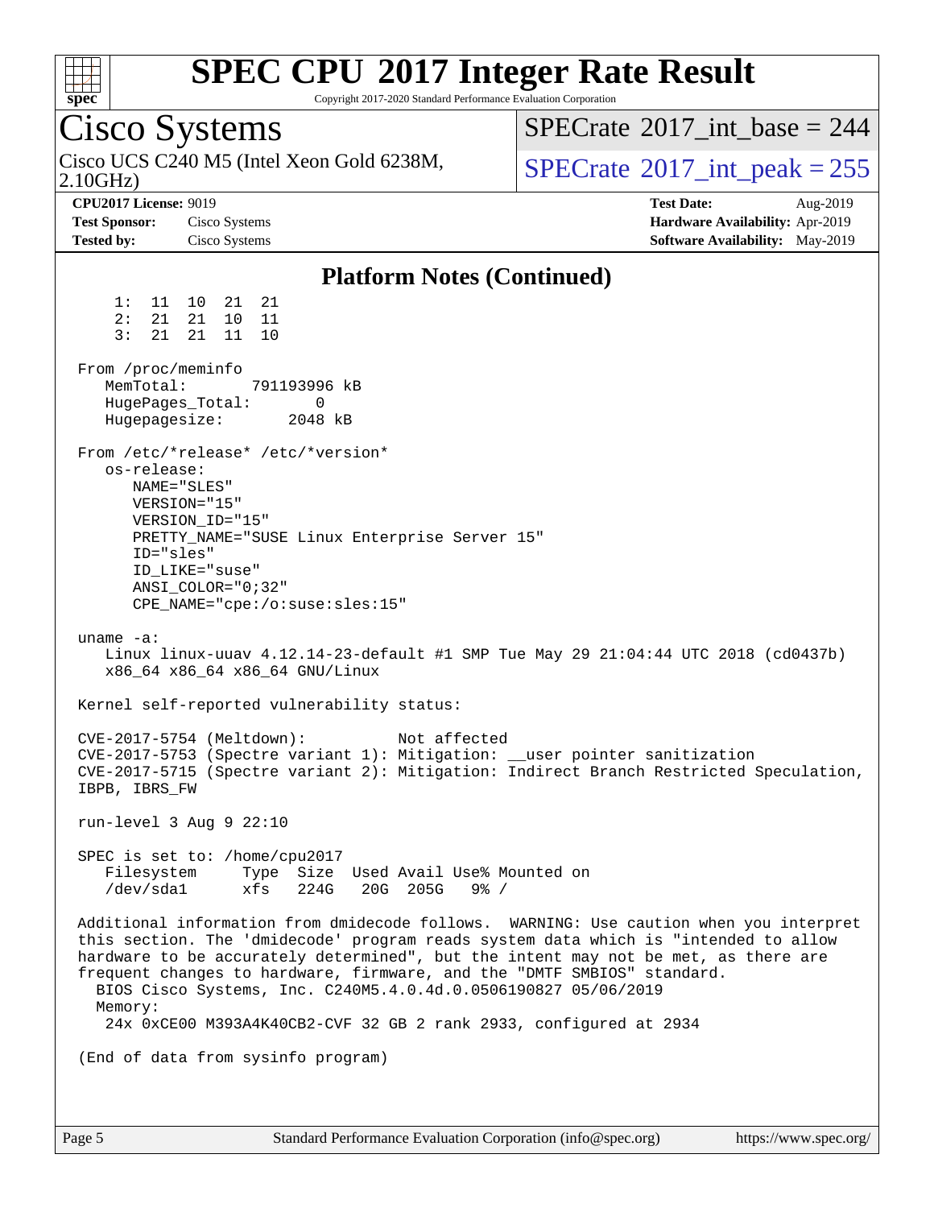# SPEC CPU 2017 Integer Rate Result

Copyright 2017-2020 Standard Performance Evaluation Corporation

## Cisco Systems

Cisco UCS C240 M5 (Intel Xeon Gold 6238M, 2.10GHz)

SPECrate 2017_int_base = 244

SPECrate 2017_int_peak = 255

**CPU2017 License:** 9019
**Test Sponsor:** Cisco Systems
**Tested by:** Cisco Systems

**Test Date:** Aug-2019
**Hardware Availability:** Apr-2019
**Software Availability:** May-2019

### Platform Notes (Continued)

```
     1:  11  10  21  21
     2:  21  21  10  11
     3:  21  21  11  10

 From /proc/meminfo
    MemTotal:       791193996 kB
    HugePages_Total:        0
    Hugepagesize:        2048 kB

 From /etc/*release* /etc/*version*
    os-release:
       NAME="SLES"
       VERSION="15"
       VERSION_ID="15"
       PRETTY_NAME="SUSE Linux Enterprise Server 15"
       ID="sles"
       ID_LIKE="suse"
       ANSI_COLOR="0;32"
       CPE_NAME="cpe:/o:suse:sles:15"

 uname -a:
    Linux linux-uuav 4.12.14-23-default #1 SMP Tue May 29 21:04:44 UTC 2018 (cd0437b)
    x86_64 x86_64 x86_64 GNU/Linux

 Kernel self-reported vulnerability status:

 CVE-2017-5754 (Meltdown):          Not affected
 CVE-2017-5753 (Spectre variant 1): Mitigation: __user pointer sanitization
 CVE-2017-5715 (Spectre variant 2): Mitigation: Indirect Branch Restricted Speculation,
 IBPB, IBRS_FW

 run-level 3 Aug 9 22:10

 SPEC is set to: /home/cpu2017
    Filesystem     Type  Size  Used Avail Use% Mounted on
    /dev/sda1      xfs   224G   20G  205G   9% /

 Additional information from dmidecode follows.  WARNING: Use caution when you interpret
 this section. The 'dmidecode' program reads system data which is "intended to allow
 hardware to be accurately determined", but the intent may not be met, as there are
 frequent changes to hardware, firmware, and the "DMTF SMBIOS" standard.
   BIOS Cisco Systems, Inc. C240M5.4.0.4d.0.0506190827 05/06/2019
   Memory:
    24x 0xCE00 M393A4K40CB2-CVF 32 GB 2 rank 2933, configured at 2934

 (End of data from sysinfo program)
```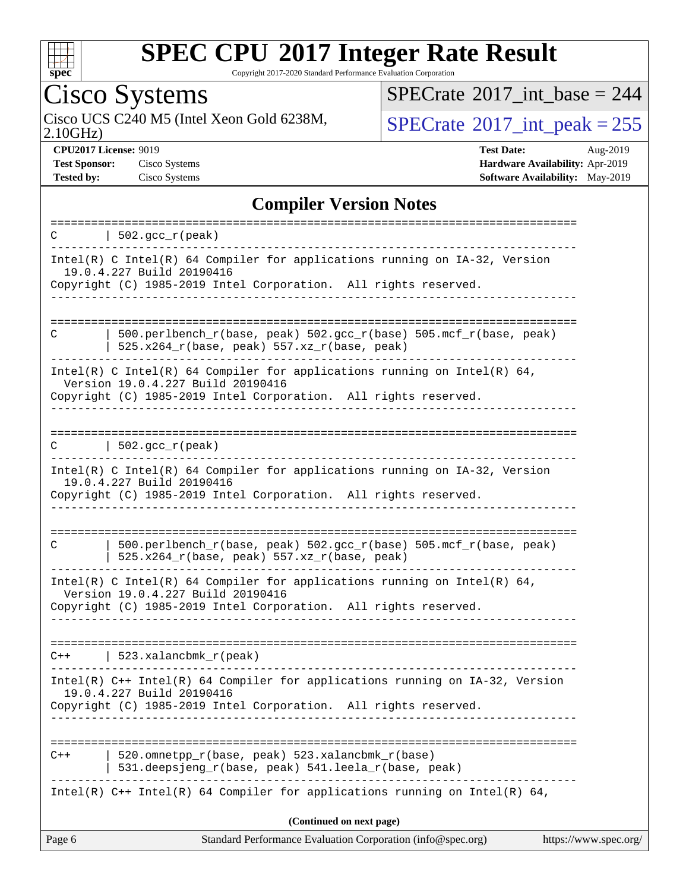## Compiler Version Notes

```
==============================================================================
C       | 502.gcc_r(peak)
------------------------------------------------------------------------------
Intel(R) C Intel(R) 64 Compiler for applications running on IA-32, Version
  19.0.4.227 Build 20190416
Copyright (C) 1985-2019 Intel Corporation.  All rights reserved.
------------------------------------------------------------------------------

==============================================================================
C       | 500.perlbench_r(base, peak) 502.gcc_r(base) 505.mcf_r(base, peak)
        | 525.x264_r(base, peak) 557.xz_r(base, peak)
------------------------------------------------------------------------------
Intel(R) C Intel(R) 64 Compiler for applications running on Intel(R) 64,
  Version 19.0.4.227 Build 20190416
Copyright (C) 1985-2019 Intel Corporation.  All rights reserved.
------------------------------------------------------------------------------

==============================================================================
C       | 502.gcc_r(peak)
------------------------------------------------------------------------------
Intel(R) C Intel(R) 64 Compiler for applications running on IA-32, Version
  19.0.4.227 Build 20190416
Copyright (C) 1985-2019 Intel Corporation.  All rights reserved.
------------------------------------------------------------------------------

==============================================================================
C       | 500.perlbench_r(base, peak) 502.gcc_r(base) 505.mcf_r(base, peak)
        | 525.x264_r(base, peak) 557.xz_r(base, peak)
------------------------------------------------------------------------------
Intel(R) C Intel(R) 64 Compiler for applications running on Intel(R) 64,
  Version 19.0.4.227 Build 20190416
Copyright (C) 1985-2019 Intel Corporation.  All rights reserved.
------------------------------------------------------------------------------

==============================================================================
C++     | 523.xalancbmk_r(peak)
------------------------------------------------------------------------------
Intel(R) C++ Intel(R) 64 Compiler for applications running on IA-32, Version
  19.0.4.227 Build 20190416
Copyright (C) 1985-2019 Intel Corporation.  All rights reserved.
------------------------------------------------------------------------------

==============================================================================
C++     | 520.omnetpp_r(base, peak) 523.xalancbmk_r(base)
        | 531.deepsjeng_r(base, peak) 541.leela_r(base, peak)
------------------------------------------------------------------------------
Intel(R) C++ Intel(R) 64 Compiler for applications running on Intel(R) 64,
```

(Continued on next page)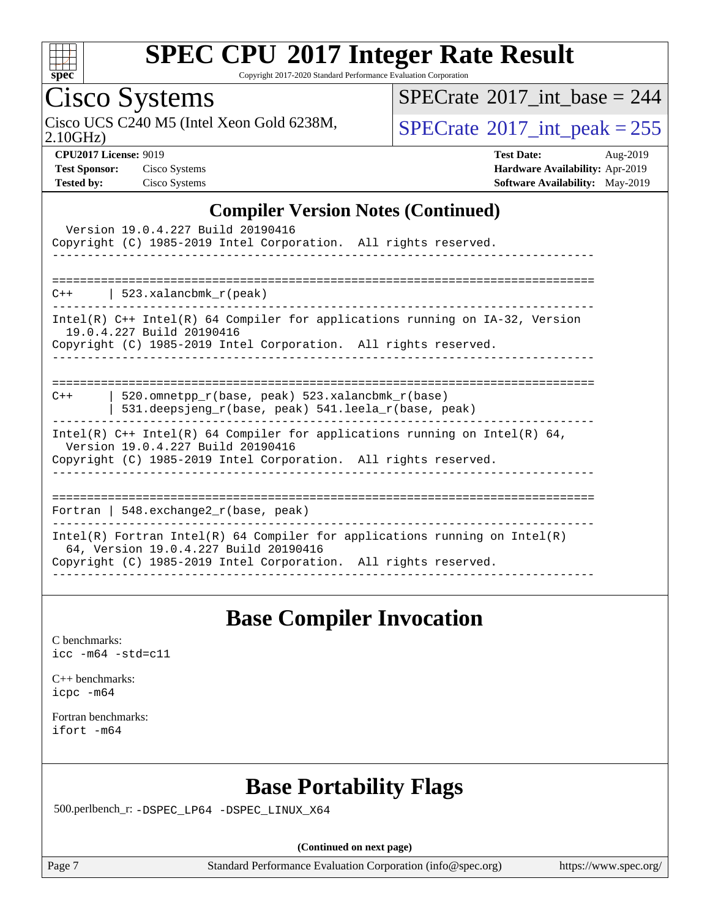# SPEC CPU 2017 Integer Rate Result

Copyright 2017-2020 Standard Performance Evaluation Corporation

## Cisco Systems

Cisco UCS C240 M5 (Intel Xeon Gold 6238M, 2.10GHz)

SPECrate 2017_int_base = 244

SPECrate 2017_int_peak = 255

**CPU2017 License:** 9019
**Test Sponsor:** Cisco Systems
**Tested by:** Cisco Systems

**Test Date:** Aug-2019
**Hardware Availability:** Apr-2019
**Software Availability:** May-2019

## Compiler Version Notes (Continued)

```
  Version 19.0.4.227 Build 20190416
Copyright (C) 1985-2019 Intel Corporation.  All rights reserved.
------------------------------------------------------------------------------

==============================================================================
C++     | 523.xalancbmk_r(peak)
------------------------------------------------------------------------------
Intel(R) C++ Intel(R) 64 Compiler for applications running on IA-32, Version
  19.0.4.227 Build 20190416
Copyright (C) 1985-2019 Intel Corporation.  All rights reserved.
------------------------------------------------------------------------------

==============================================================================
C++     | 520.omnetpp_r(base, peak) 523.xalancbmk_r(base)
        | 531.deepsjeng_r(base, peak) 541.leela_r(base, peak)
------------------------------------------------------------------------------
Intel(R) C++ Intel(R) 64 Compiler for applications running on Intel(R) 64,
  Version 19.0.4.227 Build 20190416
Copyright (C) 1985-2019 Intel Corporation.  All rights reserved.
------------------------------------------------------------------------------

==============================================================================
Fortran | 548.exchange2_r(base, peak)
------------------------------------------------------------------------------
Intel(R) Fortran Intel(R) 64 Compiler for applications running on Intel(R)
  64, Version 19.0.4.227 Build 20190416
Copyright (C) 1985-2019 Intel Corporation.  All rights reserved.
------------------------------------------------------------------------------
```

## Base Compiler Invocation

C benchmarks:
icc -m64 -std=c11

C++ benchmarks:
icpc -m64

Fortran benchmarks:
ifort -m64

## Base Portability Flags

500.perlbench_r: -DSPEC_LP64 -DSPEC_LINUX_X64

**(Continued on next page)**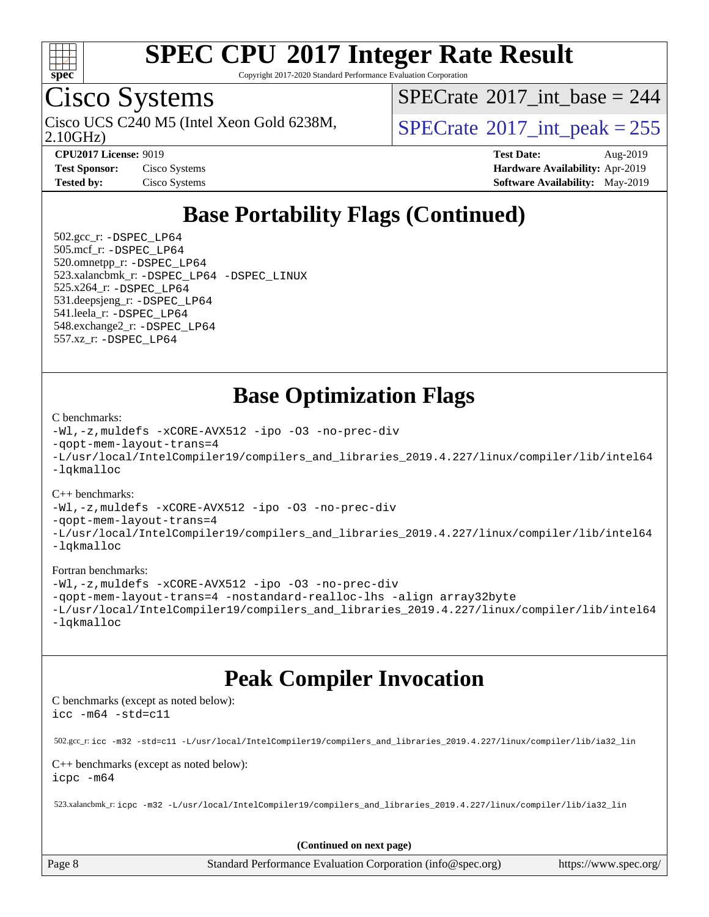# SPEC CPU 2017 Integer Rate Result

Copyright 2017-2020 Standard Performance Evaluation Corporation

## Cisco Systems

Cisco UCS C240 M5 (Intel Xeon Gold 6238M, 2.10GHz)

SPECrate 2017_int_base = 244

SPECrate 2017_int_peak = 255

**CPU2017 License:** 9019
**Test Sponsor:** Cisco Systems
**Tested by:** Cisco Systems

**Test Date:** Aug-2019
**Hardware Availability:** Apr-2019
**Software Availability:** May-2019

## Base Portability Flags (Continued)

502.gcc_r: -DSPEC_LP64
505.mcf_r: -DSPEC_LP64
520.omnetpp_r: -DSPEC_LP64
523.xalancbmk_r: -DSPEC_LP64 -DSPEC_LINUX
525.x264_r: -DSPEC_LP64
531.deepsjeng_r: -DSPEC_LP64
541.leela_r: -DSPEC_LP64
548.exchange2_r: -DSPEC_LP64
557.xz_r: -DSPEC_LP64

## Base Optimization Flags

C benchmarks:
-Wl,-z,muldefs -xCORE-AVX512 -ipo -O3 -no-prec-div
-qopt-mem-layout-trans=4
-L/usr/local/IntelCompiler19/compilers_and_libraries_2019.4.227/linux/compiler/lib/intel64
-lqkmalloc

C++ benchmarks:
-Wl,-z,muldefs -xCORE-AVX512 -ipo -O3 -no-prec-div
-qopt-mem-layout-trans=4
-L/usr/local/IntelCompiler19/compilers_and_libraries_2019.4.227/linux/compiler/lib/intel64
-lqkmalloc

Fortran benchmarks:
-Wl,-z,muldefs -xCORE-AVX512 -ipo -O3 -no-prec-div
-qopt-mem-layout-trans=4 -nostandard-realloc-lhs -align array32byte
-L/usr/local/IntelCompiler19/compilers_and_libraries_2019.4.227/linux/compiler/lib/intel64
-lqkmalloc

## Peak Compiler Invocation

C benchmarks (except as noted below):
icc -m64 -std=c11

502.gcc_r: icc -m32 -std=c11 -L/usr/local/IntelCompiler19/compilers_and_libraries_2019.4.227/linux/compiler/lib/ia32_lin

C++ benchmarks (except as noted below):
icpc -m64

523.xalancbmk_r: icpc -m32 -L/usr/local/IntelCompiler19/compilers_and_libraries_2019.4.227/linux/compiler/lib/ia32_lin

**(Continued on next page)**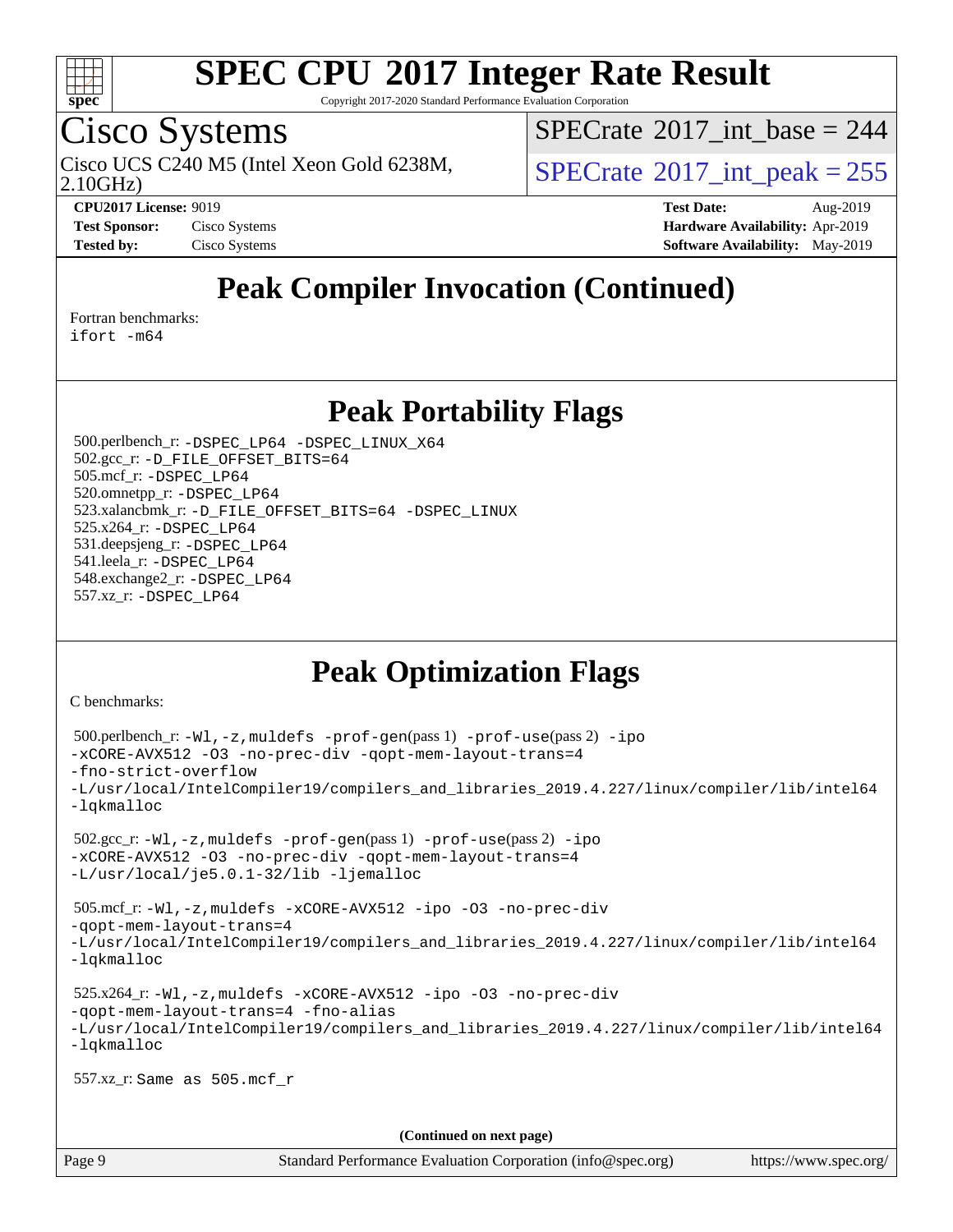# SPEC CPU 2017 Integer Rate Result

Copyright 2017-2020 Standard Performance Evaluation Corporation

## Cisco Systems

Cisco UCS C240 M5 (Intel Xeon Gold 6238M, 2.10GHz)

SPECrate 2017_int_base = 244

SPECrate 2017_int_peak = 255

**CPU2017 License:** 9019
**Test Sponsor:** Cisco Systems
**Tested by:** Cisco Systems

**Test Date:** Aug-2019
**Hardware Availability:** Apr-2019
**Software Availability:** May-2019

## Peak Compiler Invocation (Continued)

Fortran benchmarks:
ifort -m64

## Peak Portability Flags

500.perlbench_r: -DSPEC_LP64 -DSPEC_LINUX_X64
502.gcc_r: -D_FILE_OFFSET_BITS=64
505.mcf_r: -DSPEC_LP64
520.omnetpp_r: -DSPEC_LP64
523.xalancbmk_r: -D_FILE_OFFSET_BITS=64 -DSPEC_LINUX
525.x264_r: -DSPEC_LP64
531.deepsjeng_r: -DSPEC_LP64
541.leela_r: -DSPEC_LP64
548.exchange2_r: -DSPEC_LP64
557.xz_r: -DSPEC_LP64

## Peak Optimization Flags

C benchmarks:

500.perlbench_r: -Wl,-z,muldefs -prof-gen(pass 1) -prof-use(pass 2) -ipo -xCORE-AVX512 -O3 -no-prec-div -qopt-mem-layout-trans=4 -fno-strict-overflow -L/usr/local/IntelCompiler19/compilers_and_libraries_2019.4.227/linux/compiler/lib/intel64 -lqkmalloc

502.gcc_r: -Wl,-z,muldefs -prof-gen(pass 1) -prof-use(pass 2) -ipo -xCORE-AVX512 -O3 -no-prec-div -qopt-mem-layout-trans=4 -L/usr/local/je5.0.1-32/lib -ljemalloc

505.mcf_r: -Wl,-z,muldefs -xCORE-AVX512 -ipo -O3 -no-prec-div -qopt-mem-layout-trans=4 -L/usr/local/IntelCompiler19/compilers_and_libraries_2019.4.227/linux/compiler/lib/intel64 -lqkmalloc

525.x264_r: -Wl,-z,muldefs -xCORE-AVX512 -ipo -O3 -no-prec-div -qopt-mem-layout-trans=4 -fno-alias -L/usr/local/IntelCompiler19/compilers_and_libraries_2019.4.227/linux/compiler/lib/intel64 -lqkmalloc

557.xz_r: Same as 505.mcf_r

(Continued on next page)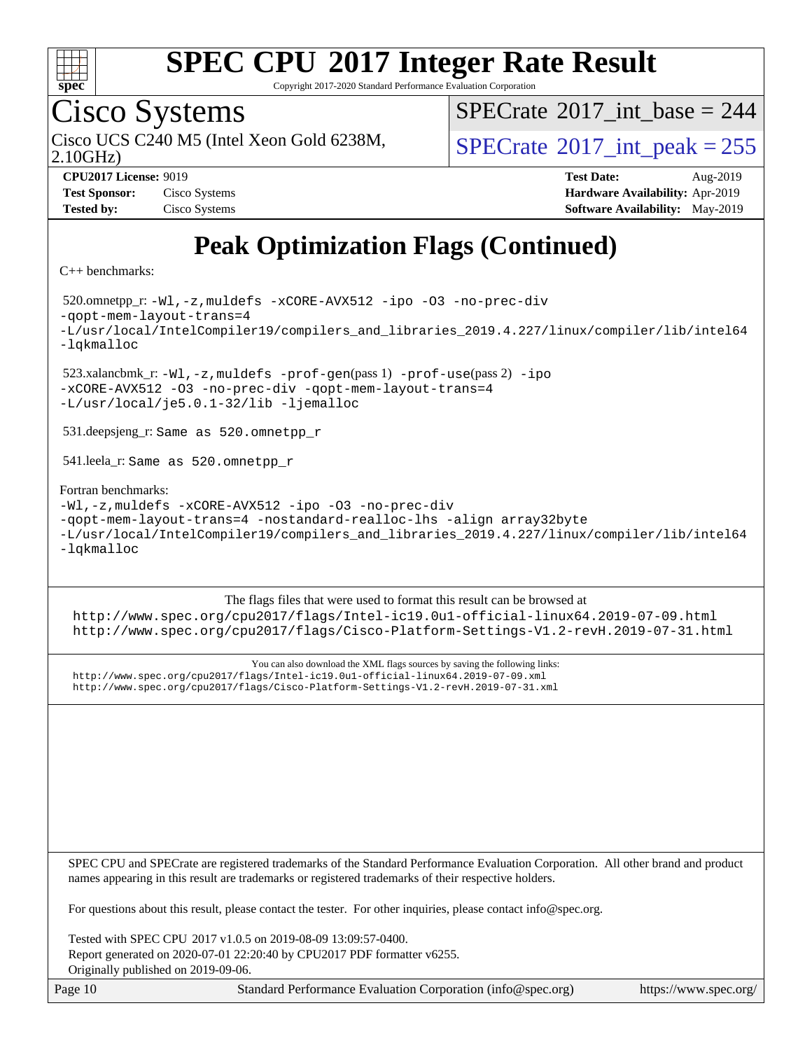# Peak Optimization Flags (Continued)

C++ benchmarks:

520.omnetpp_r: `-Wl,-z,muldefs -xCORE-AVX512 -ipo -O3 -no-prec-div -qopt-mem-layout-trans=4 -L/usr/local/IntelCompiler19/compilers_and_libraries_2019.4.227/linux/compiler/lib/intel64 -lqkmalloc`

523.xalancbmk_r: `-Wl,-z,muldefs -prof-gen`(pass 1) `-prof-use`(pass 2) `-ipo -xCORE-AVX512 -O3 -no-prec-div -qopt-mem-layout-trans=4 -L/usr/local/je5.0.1-32/lib -ljemalloc`

531.deepsjeng_r: Same as 520.omnetpp_r

541.leela_r: Same as 520.omnetpp_r

Fortran benchmarks:

`-Wl,-z,muldefs -xCORE-AVX512 -ipo -O3 -no-prec-div -qopt-mem-layout-trans=4 -nostandard-realloc-lhs -align array32byte -L/usr/local/IntelCompiler19/compilers_and_libraries_2019.4.227/linux/compiler/lib/intel64 -lqkmalloc`

The flags files that were used to format this result can be browsed at
http://www.spec.org/cpu2017/flags/Intel-ic19.0u1-official-linux64.2019-07-09.html
http://www.spec.org/cpu2017/flags/Cisco-Platform-Settings-V1.2-revH.2019-07-31.html

You can also download the XML flags sources by saving the following links:
http://www.spec.org/cpu2017/flags/Intel-ic19.0u1-official-linux64.2019-07-09.xml
http://www.spec.org/cpu2017/flags/Cisco-Platform-Settings-V1.2-revH.2019-07-31.xml

SPEC CPU and SPECrate are registered trademarks of the Standard Performance Evaluation Corporation. All other brand and product names appearing in this result are trademarks or registered trademarks of their respective holders.

For questions about this result, please contact the tester. For other inquiries, please contact info@spec.org.

Tested with SPEC CPU 2017 v1.0.5 on 2019-08-09 13:09:57-0400.
Report generated on 2020-07-01 22:20:40 by CPU2017 PDF formatter v6255.
Originally published on 2019-09-06.